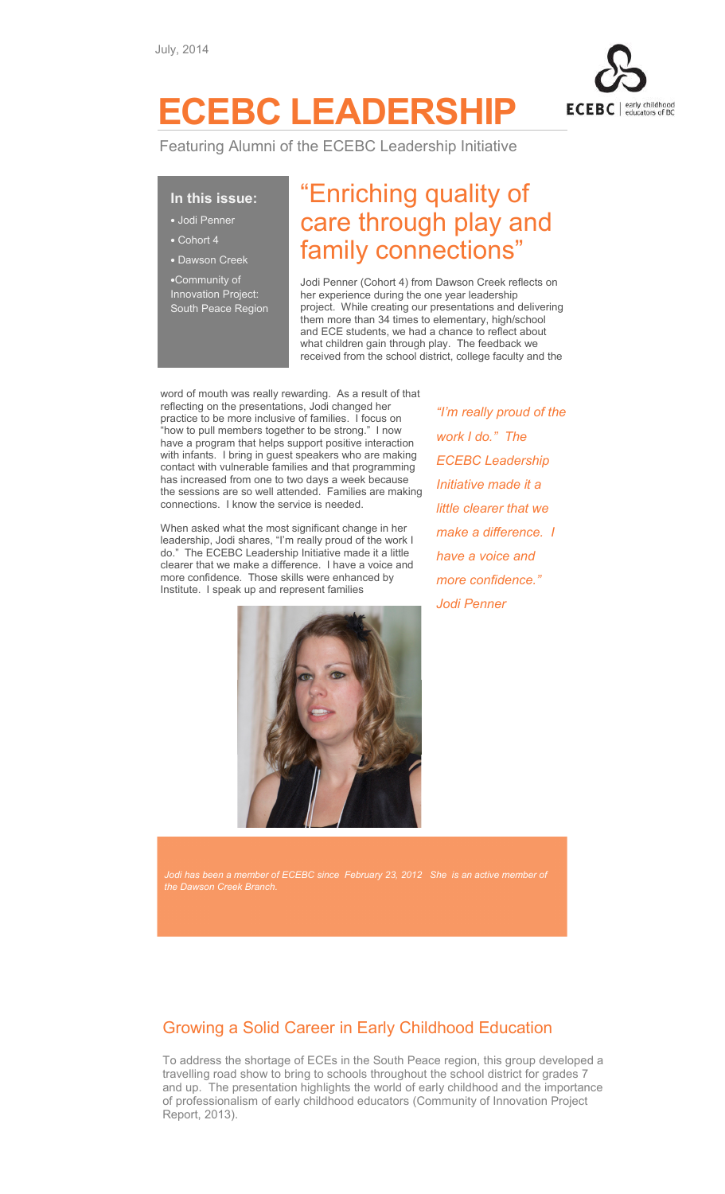July, 2014

# ECEBC LEADERSHIP

Featuring Alumni of the ECEBC Leadership Initiative

**In this issue:**

- Jodi Penner
- Cohort 4
- Dawson Creek
- Community of Innovation Project: South Peace Region

## "Enriching quality of care through play and family connections"

Jodi Penner (Cohort 4) from Dawson Creek reflects on her experience during the one year leadership project. While creating our presentations and delivering them more than 34 times to elementary, high/school and ECE students, we had a chance to reflect about what children gain through play. The feedback we received from the school district, college faculty and the word of mouth was really rewarding. As a result of that reflecting on the presentations, Jodi changed her practice to be more inclusive of families. I focus on "how to pull members together to be strong." I now have a program that helps support positive interaction with infants. I bring in guest speakers who are making contact with vulnerable families and that programming has increased from one to two days a week because the sessions are so well attended. Families are making connections. I know the service is needed.

When asked what the most significant change in her leadership, Jodi shares, "I'm really proud of the work I do." The ECEBC Leadership Initiative made it a little clearer that we make a difference. I have a voice and more confidence. Those skills were enhanced by Institute. I speak up and represent families

*"I'm really proud of the work I do." The ECEBC Leadership Initiative made it a little clearer that we make a difference. I have a voice and more confidence." Jodi Penner*

*Jodi has been a member of ECEBC since February 23, 2012 She is an active member of the Dawson Creek Branch.*

## Growing a Solid Career in Early Childhood Education

To address the shortage of ECEs in the South Peace region, this group developed a travelling road show to bring to schools throughout the school district for grades 7 and up. The presentation highlights the world of early childhood and the importance of professionalism of early childhood educators (Community of Innovation Project Report, 2013).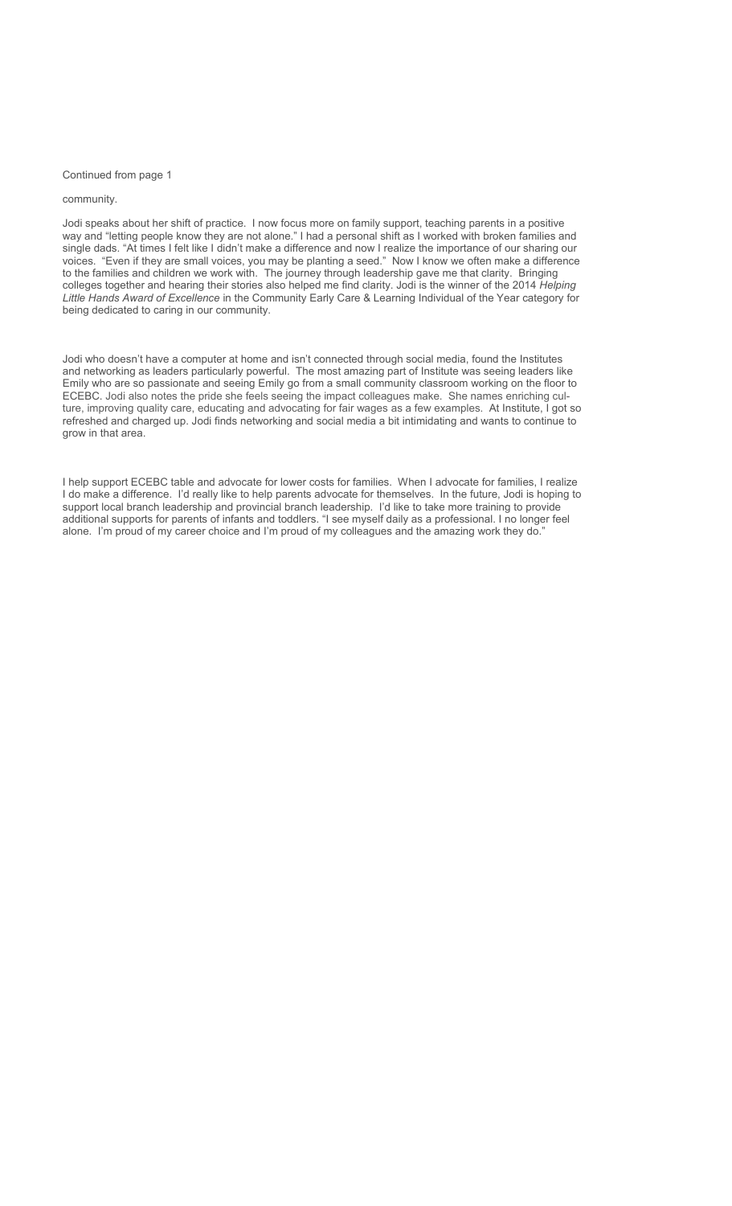Continued from page 1

community.

Jodi speaks about her shift of practice. I now focus more on family support, teaching parents in a positive way and "letting people know they are not alone." I had a personal shift as I worked with broken families and single dads. "At times I felt like I didn't make a difference and now I realize the importance of our sharing our voices. "Even if they are small voices, you may be planting a seed." Now I know we often make a difference to the families and children we work with. The journey through leadership gave me that clarity. Bringing colleges together and hearing their stories also helped me find clarity. Jodi is the winner of the 2014 *Helping Little Hands Award of Excellence* in the Community Early Care & Learning Individual of the Year category for being dedicated to caring in our community.

Jodi who doesn't have a computer at home and isn't connected through social media, found the Institutes and networking as leaders particularly powerful. The most amazing part of Institute was seeing leaders like Emily who are so passionate and seeing Emily go from a small community classroom working on the floor to ECEBC. Jodi also notes the pride she feels seeing the impact colleagues make. She names enriching culture, improving quality care, educating and advocating for fair wages as a few examples. At Institute, I got so refreshed and charged up. Jodi finds networking and social media a bit intimidating and wants to continue to grow in that area.

I help support ECEBC table and advocate for lower costs for families. When I advocate for families, I realize I do make a difference. I'd really like to help parents advocate for themselves. In the future, Jodi is hoping to support local branch leadership and provincial branch leadership. I'd like to take more training to provide additional supports for parents of infants and toddlers. "I see myself daily as a professional. I no longer feel alone. I'm proud of my career choice and I'm proud of my colleagues and the amazing work they do."